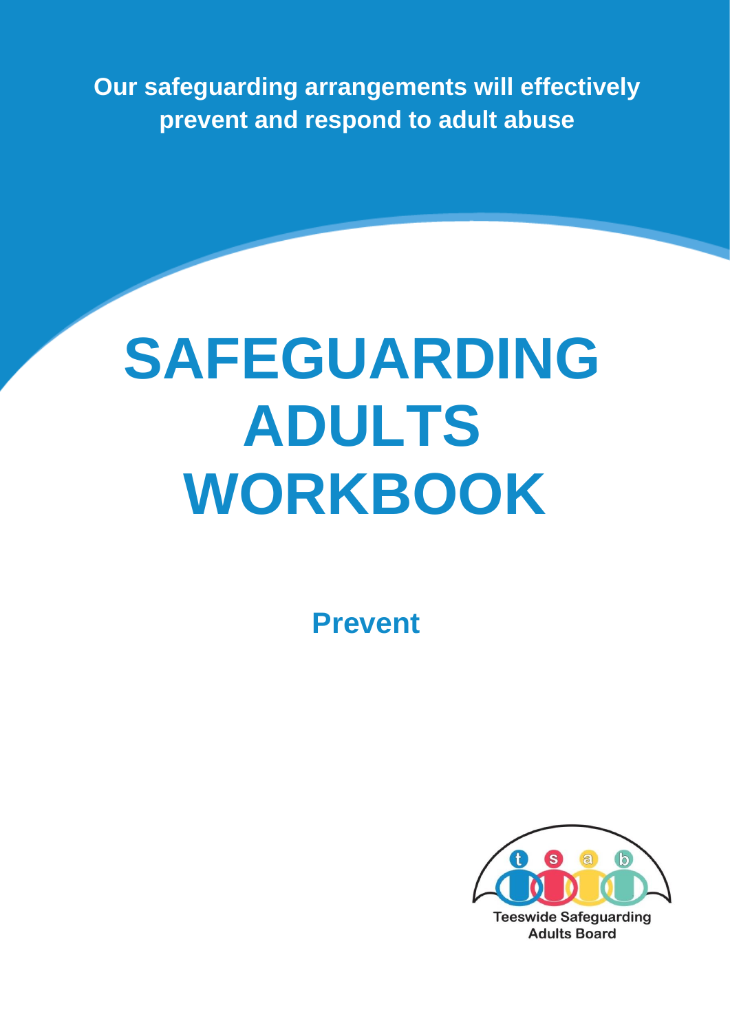**Our safeguarding arrangements will effectively prevent and respond to adult abuse**

# SAFEGUARDING ADULTS WORKBOOK

## Prevent

Teeswide Safeguarding Adults Board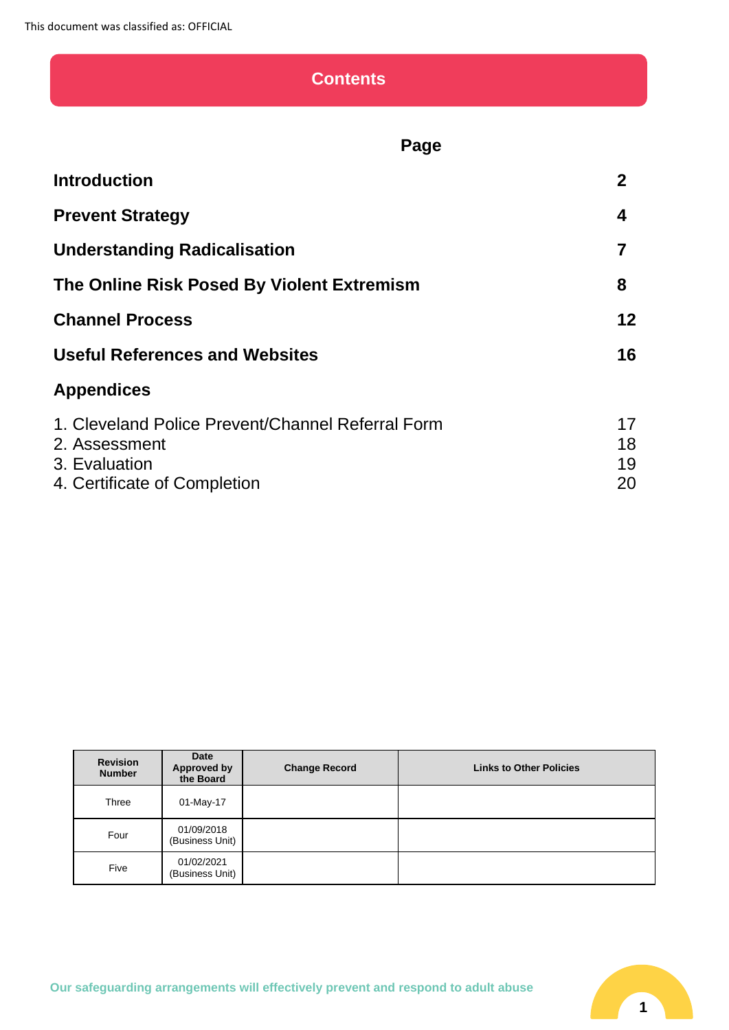## Contents

| | Page |
|---|---|
| **Introduction** | **2** |
| **Prevent Strategy** | **4** |
| **Understanding Radicalisation** | **7** |
| **The Online Risk Posed By Violent Extremism** | **8** |
| **Channel Process** | **12** |
| **Useful References and Websites** | **16** |
| **Appendices** | |
| 1. Cleveland Police Prevent/Channel Referral Form | 17 |
| 2. Assessment | 18 |
| 3. Evaluation | 19 |
| 4. Certificate of Completion | 20 |

| Revision Number | Date Approved by the Board | Change Record | Links to Other Policies |
|---|---|---|---|
| Three | 01-May-17 | | |
| Four | 01/09/2018 (Business Unit) | | |
| Five | 01/02/2021 (Business Unit) | | |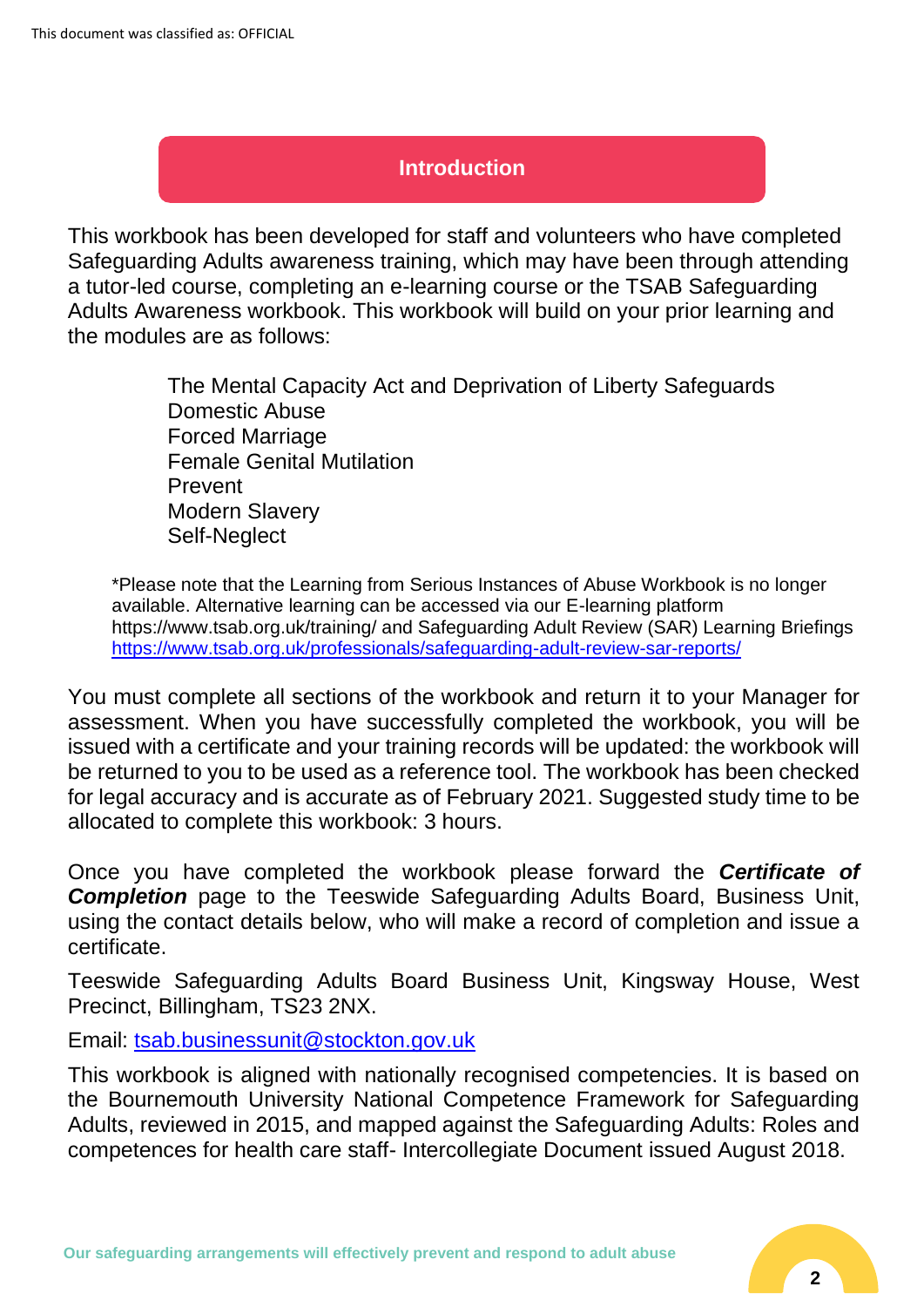## Introduction

This workbook has been developed for staff and volunteers who have completed Safeguarding Adults awareness training, which may have been through attending a tutor-led course, completing an e-learning course or the TSAB Safeguarding Adults Awareness workbook. This workbook will build on your prior learning and the modules are as follows:

- The Mental Capacity Act and Deprivation of Liberty Safeguards
- Domestic Abuse
- Forced Marriage
- Female Genital Mutilation
- Prevent
- Modern Slavery
- Self-Neglect

*Please note that the Learning from Serious Instances of Abuse Workbook is no longer available. Alternative learning can be accessed via our E-learning platform https://www.tsab.org.uk/training/ and Safeguarding Adult Review (SAR) Learning Briefings https://www.tsab.org.uk/professionals/safeguarding-adult-review-sar-reports/

You must complete all sections of the workbook and return it to your Manager for assessment. When you have successfully completed the workbook, you will be issued with a certificate and your training records will be updated: the workbook will be returned to you to be used as a reference tool. The workbook has been checked for legal accuracy and is accurate as of February 2021. Suggested study time to be allocated to complete this workbook: 3 hours.

Once you have completed the workbook please forward the ***Certificate of Completion*** page to the Teeswide Safeguarding Adults Board, Business Unit, using the contact details below, who will make a record of completion and issue a certificate.

Teeswide Safeguarding Adults Board Business Unit, Kingsway House, West Precinct, Billingham, TS23 2NX.

Email: tsab.businessunit@stockton.gov.uk

This workbook is aligned with nationally recognised competencies. It is based on the Bournemouth University National Competence Framework for Safeguarding Adults, reviewed in 2015, and mapped against the Safeguarding Adults: Roles and competences for health care staff- Intercollegiate Document issued August 2018.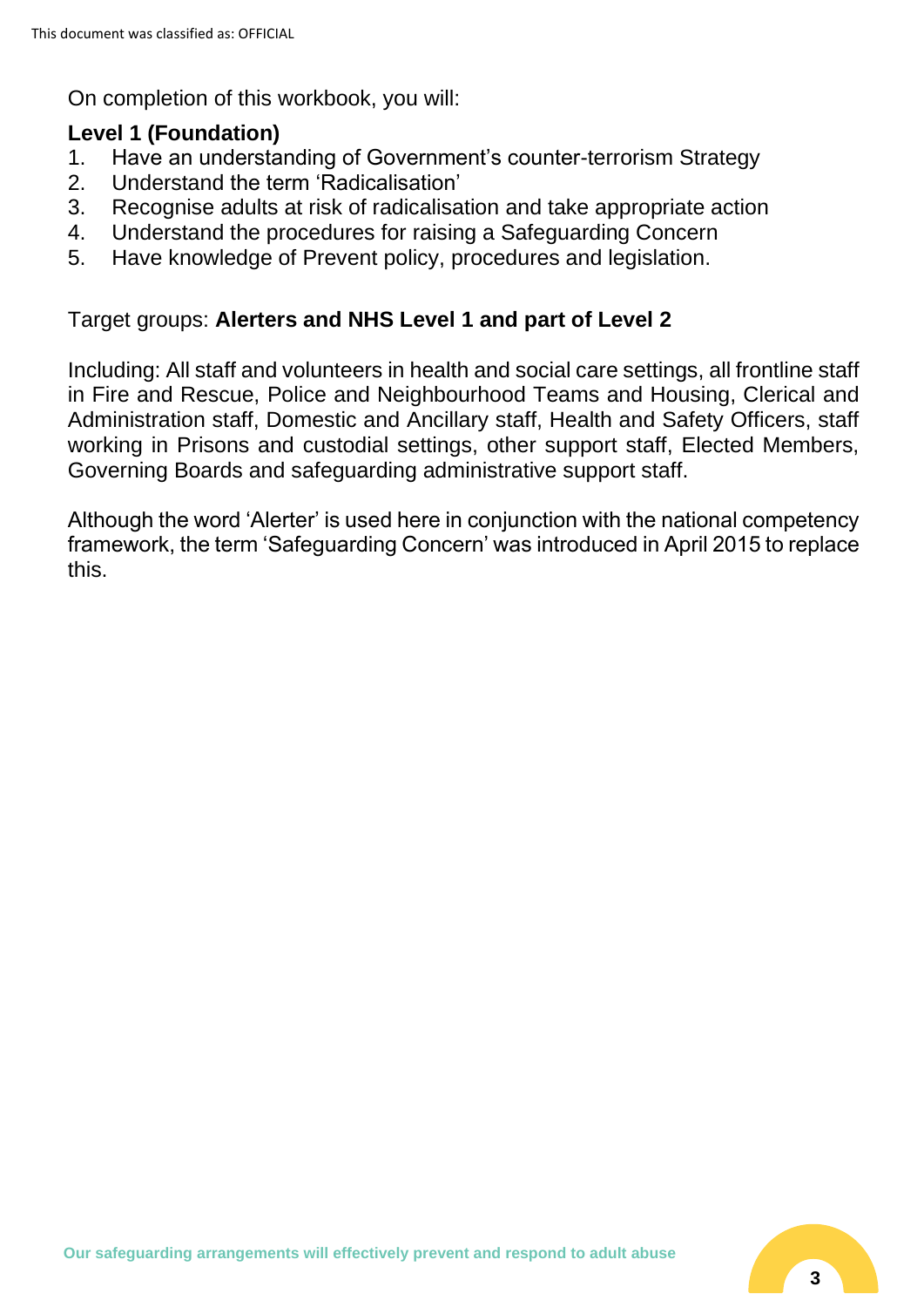On completion of this workbook, you will:

**Level 1 (Foundation)**

1. Have an understanding of Government's counter-terrorism Strategy
2. Understand the term 'Radicalisation'
3. Recognise adults at risk of radicalisation and take appropriate action
4. Understand the procedures for raising a Safeguarding Concern
5. Have knowledge of Prevent policy, procedures and legislation.

Target groups: **Alerters and NHS Level 1 and part of Level 2**

Including: All staff and volunteers in health and social care settings, all frontline staff in Fire and Rescue, Police and Neighbourhood Teams and Housing, Clerical and Administration staff, Domestic and Ancillary staff, Health and Safety Officers, staff working in Prisons and custodial settings, other support staff, Elected Members, Governing Boards and safeguarding administrative support staff.

Although the word 'Alerter' is used here in conjunction with the national competency framework, the term 'Safeguarding Concern' was introduced in April 2015 to replace this.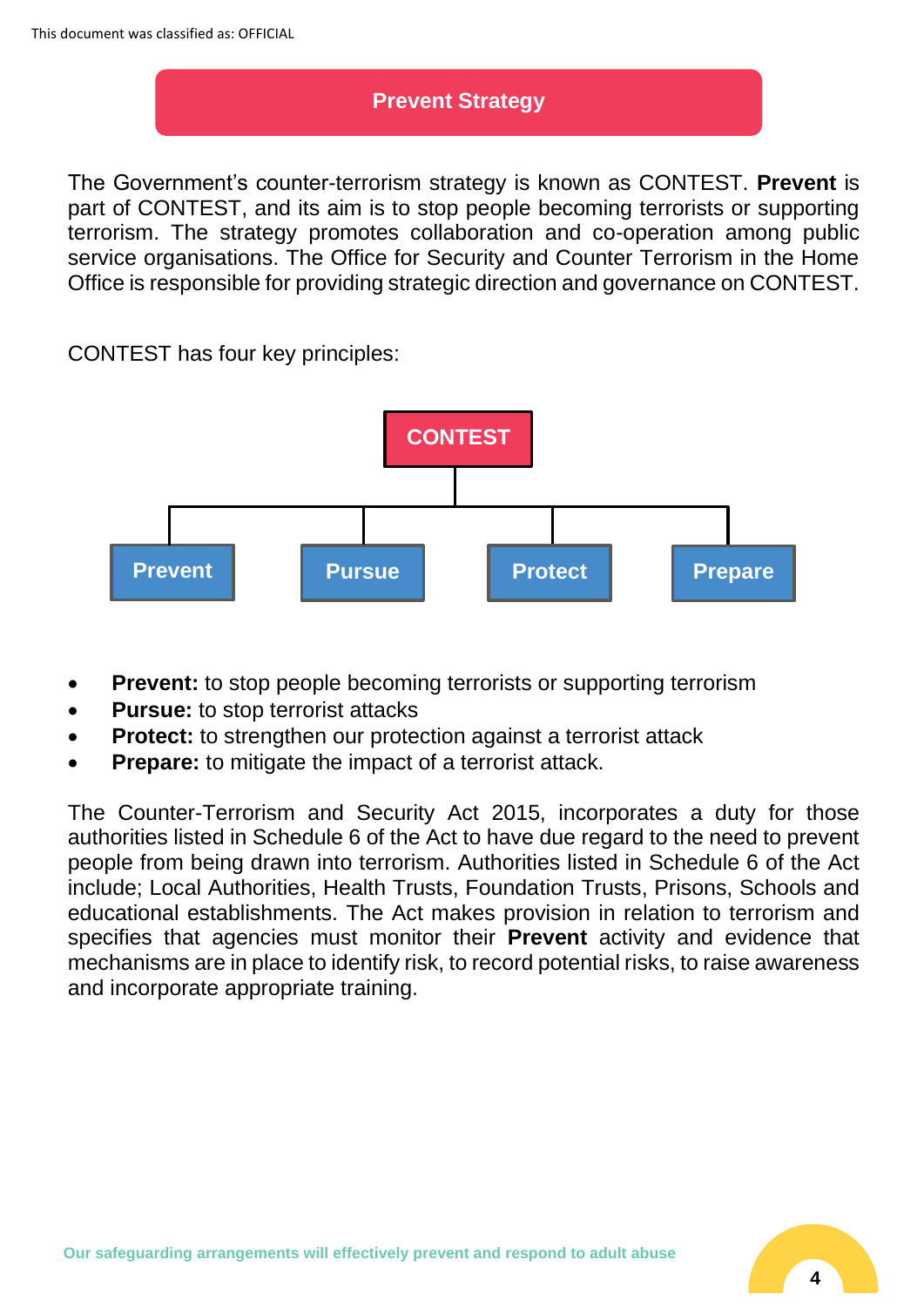## Prevent Strategy

The Government's counter-terrorism strategy is known as CONTEST. **Prevent** is part of CONTEST, and its aim is to stop people becoming terrorists or supporting terrorism. The strategy promotes collaboration and co-operation among public service organisations. The Office for Security and Counter Terrorism in the Home Office is responsible for providing strategic direction and governance on CONTEST.

CONTEST has four key principles:

CONTEST

- Prevent
- Pursue
- Protect
- Prepare

- **Prevent:** to stop people becoming terrorists or supporting terrorism
- **Pursue:** to stop terrorist attacks
- **Protect:** to strengthen our protection against a terrorist attack
- **Prepare:** to mitigate the impact of a terrorist attack.

The Counter-Terrorism and Security Act 2015, incorporates a duty for those authorities listed in Schedule 6 of the Act to have due regard to the need to prevent people from being drawn into terrorism. Authorities listed in Schedule 6 of the Act include; Local Authorities, Health Trusts, Foundation Trusts, Prisons, Schools and educational establishments. The Act makes provision in relation to terrorism and specifies that agencies must monitor their **Prevent** activity and evidence that mechanisms are in place to identify risk, to record potential risks, to raise awareness and incorporate appropriate training.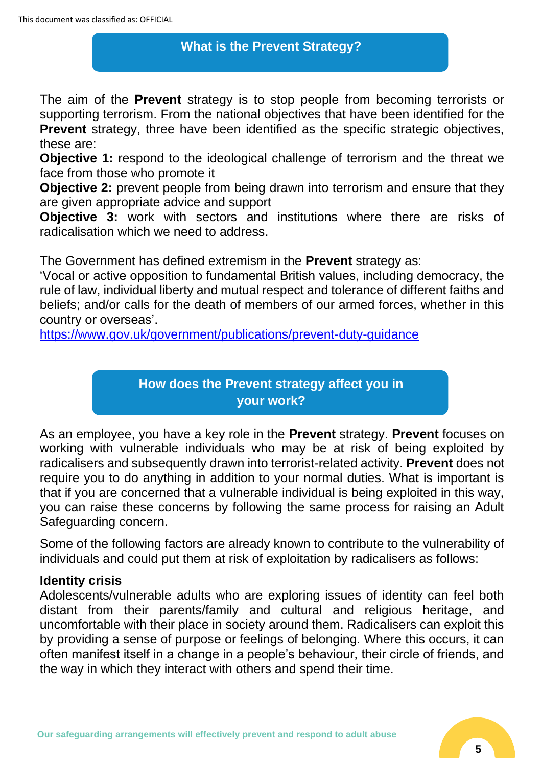## What is the Prevent Strategy?

The aim of the **Prevent** strategy is to stop people from becoming terrorists or supporting terrorism. From the national objectives that have been identified for the **Prevent** strategy, three have been identified as the specific strategic objectives, these are:

**Objective 1:** respond to the ideological challenge of terrorism and the threat we face from those who promote it

**Objective 2:** prevent people from being drawn into terrorism and ensure that they are given appropriate advice and support

**Objective 3:** work with sectors and institutions where there are risks of radicalisation which we need to address.

The Government has defined extremism in the **Prevent** strategy as:

'Vocal or active opposition to fundamental British values, including democracy, the rule of law, individual liberty and mutual respect and tolerance of different faiths and beliefs; and/or calls for the death of members of our armed forces, whether in this country or overseas'.

https://www.gov.uk/government/publications/prevent-duty-guidance

## How does the Prevent strategy affect you in your work?

As an employee, you have a key role in the **Prevent** strategy. **Prevent** focuses on working with vulnerable individuals who may be at risk of being exploited by radicalisers and subsequently drawn into terrorist-related activity. **Prevent** does not require you to do anything in addition to your normal duties. What is important is that if you are concerned that a vulnerable individual is being exploited in this way, you can raise these concerns by following the same process for raising an Adult Safeguarding concern.

Some of the following factors are already known to contribute to the vulnerability of individuals and could put them at risk of exploitation by radicalisers as follows:

**Identity crisis**

Adolescents/vulnerable adults who are exploring issues of identity can feel both distant from their parents/family and cultural and religious heritage, and uncomfortable with their place in society around them. Radicalisers can exploit this by providing a sense of purpose or feelings of belonging. Where this occurs, it can often manifest itself in a change in a people's behaviour, their circle of friends, and the way in which they interact with others and spend their time.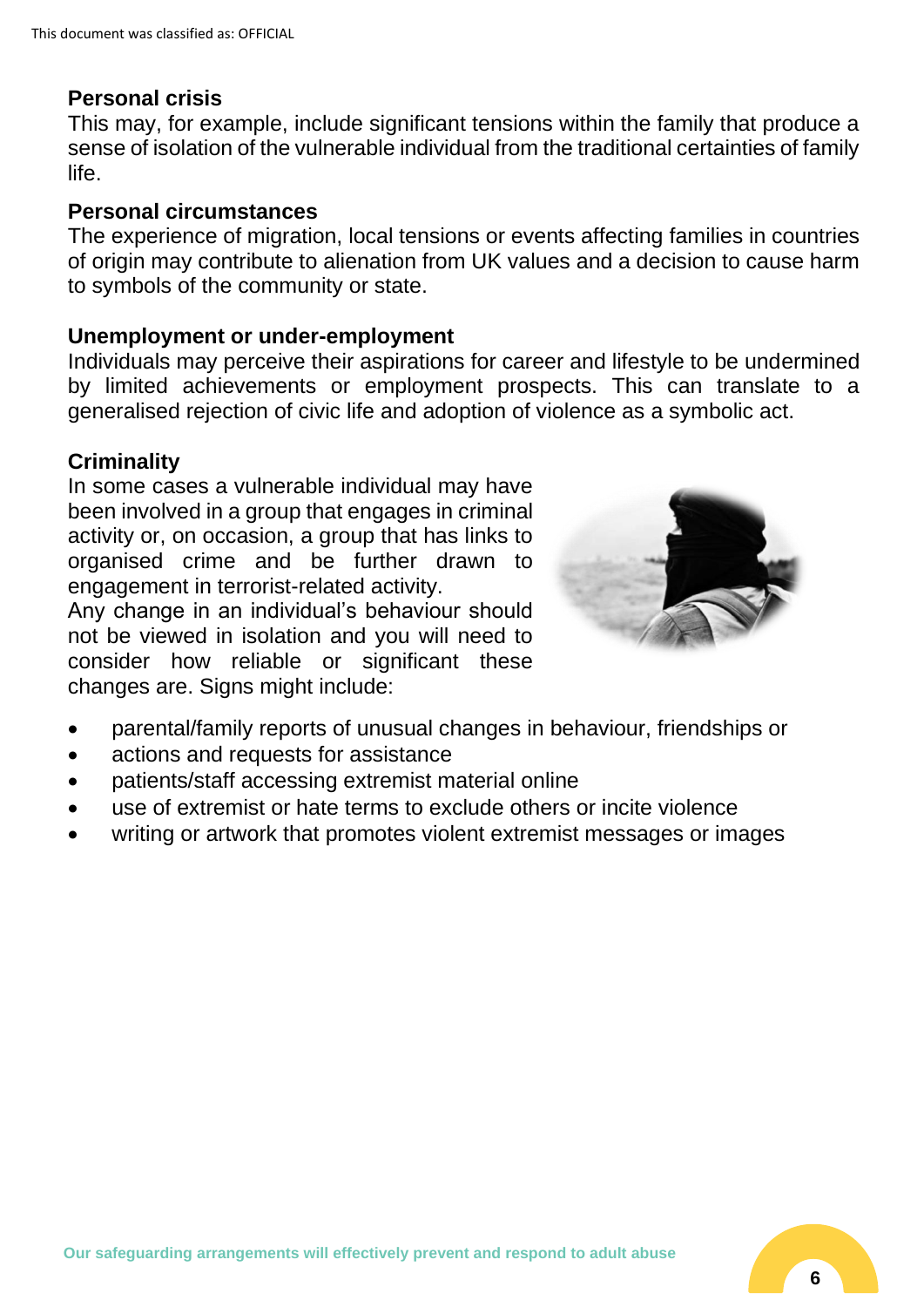### Personal crisis

This may, for example, include significant tensions within the family that produce a sense of isolation of the vulnerable individual from the traditional certainties of family life.

### Personal circumstances

The experience of migration, local tensions or events affecting families in countries of origin may contribute to alienation from UK values and a decision to cause harm to symbols of the community or state.

### Unemployment or under-employment

Individuals may perceive their aspirations for career and lifestyle to be undermined by limited achievements or employment prospects. This can translate to a generalised rejection of civic life and adoption of violence as a symbolic act.

### Criminality

In some cases a vulnerable individual may have been involved in a group that engages in criminal activity or, on occasion, a group that has links to organised crime and be further drawn to engagement in terrorist-related activity.

Any change in an individual's behaviour should not be viewed in isolation and you will need to consider how reliable or significant these changes are. Signs might include:

- parental/family reports of unusual changes in behaviour, friendships or
- actions and requests for assistance
- patients/staff accessing extremist material online
- use of extremist or hate terms to exclude others or incite violence
- writing or artwork that promotes violent extremist messages or images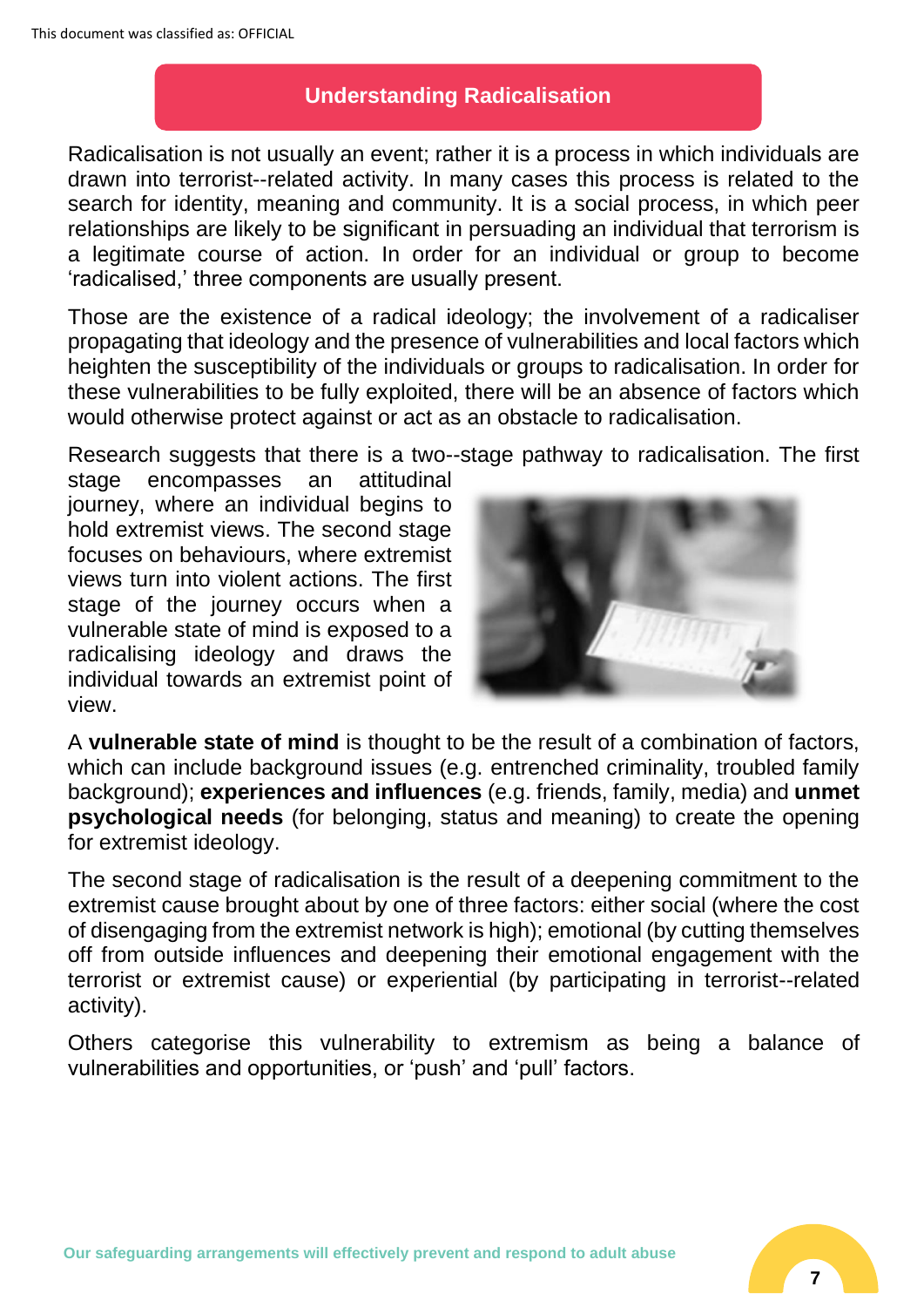## Understanding Radicalisation

Radicalisation is not usually an event; rather it is a process in which individuals are drawn into terrorist--related activity. In many cases this process is related to the search for identity, meaning and community. It is a social process, in which peer relationships are likely to be significant in persuading an individual that terrorism is a legitimate course of action. In order for an individual or group to become 'radicalised,' three components are usually present.

Those are the existence of a radical ideology; the involvement of a radicaliser propagating that ideology and the presence of vulnerabilities and local factors which heighten the susceptibility of the individuals or groups to radicalisation. In order for these vulnerabilities to be fully exploited, there will be an absence of factors which would otherwise protect against or act as an obstacle to radicalisation.

Research suggests that there is a two--stage pathway to radicalisation. The first stage encompasses an attitudinal journey, where an individual begins to hold extremist views. The second stage focuses on behaviours, where extremist views turn into violent actions. The first stage of the journey occurs when a vulnerable state of mind is exposed to a radicalising ideology and draws the individual towards an extremist point of view.

A **vulnerable state of mind** is thought to be the result of a combination of factors, which can include background issues (e.g. entrenched criminality, troubled family background); **experiences and influences** (e.g. friends, family, media) and **unmet psychological needs** (for belonging, status and meaning) to create the opening for extremist ideology.

The second stage of radicalisation is the result of a deepening commitment to the extremist cause brought about by one of three factors: either social (where the cost of disengaging from the extremist network is high); emotional (by cutting themselves off from outside influences and deepening their emotional engagement with the terrorist or extremist cause) or experiential (by participating in terrorist--related activity).

Others categorise this vulnerability to extremism as being a balance of vulnerabilities and opportunities, or 'push' and 'pull' factors.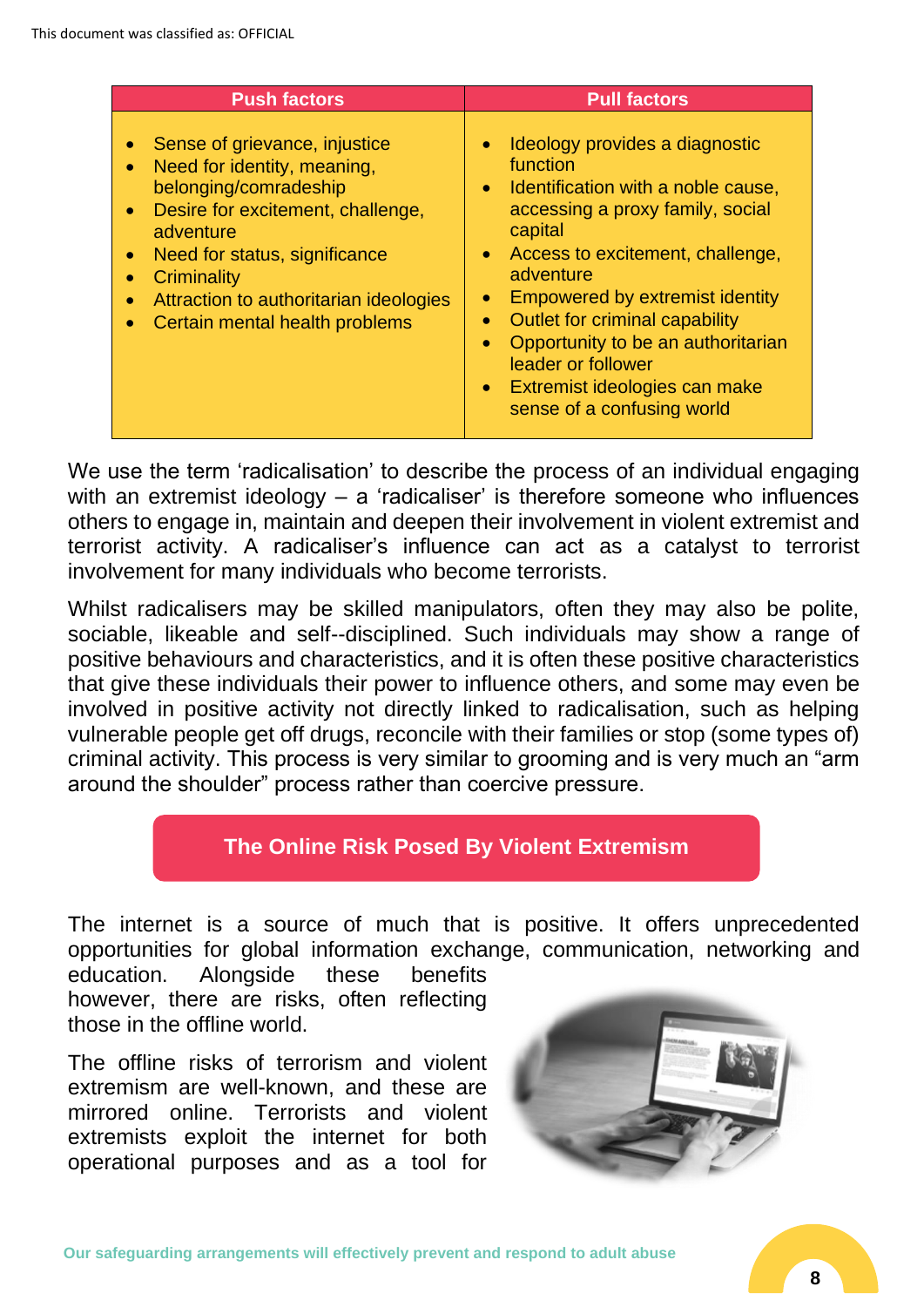| Push factors | Pull factors |
| --- | --- |
| • Sense of grievance, injustice<br>• Need for identity, meaning, belonging/comradeship<br>• Desire for excitement, challenge, adventure<br>• Need for status, significance<br>• Criminality<br>• Attraction to authoritarian ideologies<br>• Certain mental health problems | • Ideology provides a diagnostic function<br>• Identification with a noble cause, accessing a proxy family, social capital<br>• Access to excitement, challenge, adventure<br>• Empowered by extremist identity<br>• Outlet for criminal capability<br>• Opportunity to be an authoritarian leader or follower<br>• Extremist ideologies can make sense of a confusing world |

We use the term 'radicalisation' to describe the process of an individual engaging with an extremist ideology – a 'radicaliser' is therefore someone who influences others to engage in, maintain and deepen their involvement in violent extremist and terrorist activity. A radicaliser's influence can act as a catalyst to terrorist involvement for many individuals who become terrorists.

Whilst radicalisers may be skilled manipulators, often they may also be polite, sociable, likeable and self--disciplined. Such individuals may show a range of positive behaviours and characteristics, and it is often these positive characteristics that give these individuals their power to influence others, and some may even be involved in positive activity not directly linked to radicalisation, such as helping vulnerable people get off drugs, reconcile with their families or stop (some types of) criminal activity. This process is very similar to grooming and is very much an "arm around the shoulder" process rather than coercive pressure.

## The Online Risk Posed By Violent Extremism

The internet is a source of much that is positive. It offers unprecedented opportunities for global information exchange, communication, networking and education. Alongside these benefits however, there are risks, often reflecting those in the offline world.

The offline risks of terrorism and violent extremism are well-known, and these are mirrored online. Terrorists and violent extremists exploit the internet for both operational purposes and as a tool for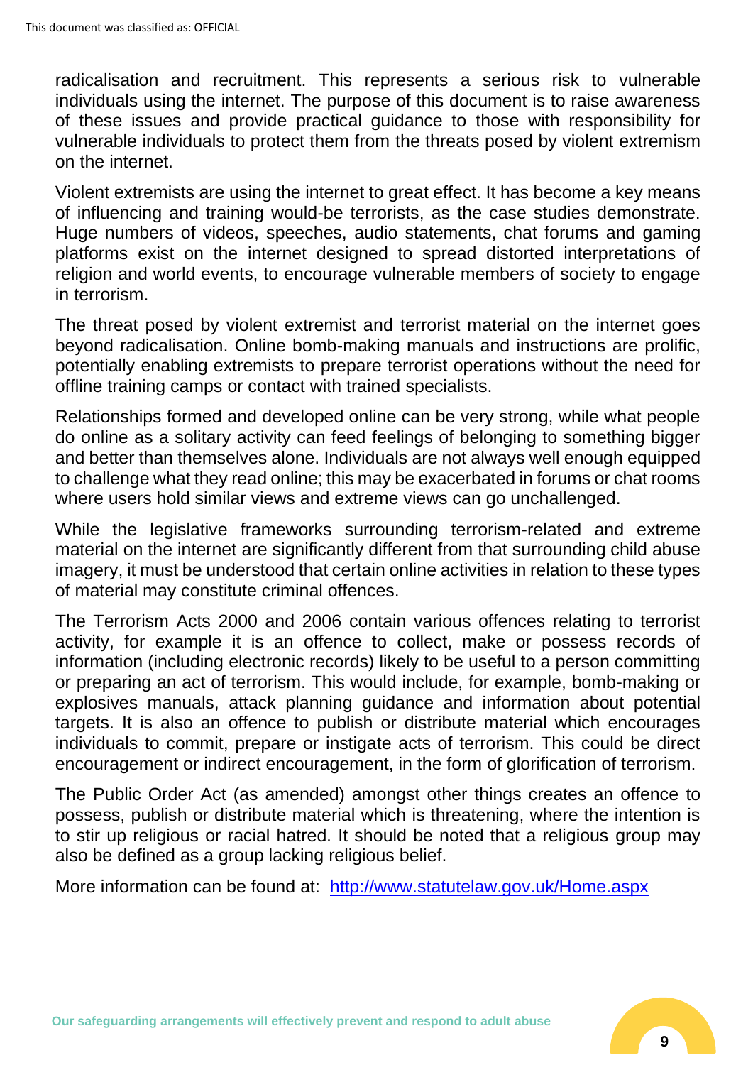radicalisation and recruitment. This represents a serious risk to vulnerable individuals using the internet. The purpose of this document is to raise awareness of these issues and provide practical guidance to those with responsibility for vulnerable individuals to protect them from the threats posed by violent extremism on the internet.

Violent extremists are using the internet to great effect. It has become a key means of influencing and training would-be terrorists, as the case studies demonstrate. Huge numbers of videos, speeches, audio statements, chat forums and gaming platforms exist on the internet designed to spread distorted interpretations of religion and world events, to encourage vulnerable members of society to engage in terrorism.

The threat posed by violent extremist and terrorist material on the internet goes beyond radicalisation. Online bomb-making manuals and instructions are prolific, potentially enabling extremists to prepare terrorist operations without the need for offline training camps or contact with trained specialists.

Relationships formed and developed online can be very strong, while what people do online as a solitary activity can feed feelings of belonging to something bigger and better than themselves alone. Individuals are not always well enough equipped to challenge what they read online; this may be exacerbated in forums or chat rooms where users hold similar views and extreme views can go unchallenged.

While the legislative frameworks surrounding terrorism-related and extreme material on the internet are significantly different from that surrounding child abuse imagery, it must be understood that certain online activities in relation to these types of material may constitute criminal offences.

The Terrorism Acts 2000 and 2006 contain various offences relating to terrorist activity, for example it is an offence to collect, make or possess records of information (including electronic records) likely to be useful to a person committing or preparing an act of terrorism. This would include, for example, bomb-making or explosives manuals, attack planning guidance and information about potential targets. It is also an offence to publish or distribute material which encourages individuals to commit, prepare or instigate acts of terrorism. This could be direct encouragement or indirect encouragement, in the form of glorification of terrorism.

The Public Order Act (as amended) amongst other things creates an offence to possess, publish or distribute material which is threatening, where the intention is to stir up religious or racial hatred. It should be noted that a religious group may also be defined as a group lacking religious belief.

More information can be found at: [http://www.statutelaw.gov.uk/Home.aspx](http://www.statutelaw.gov.uk/Home.aspx)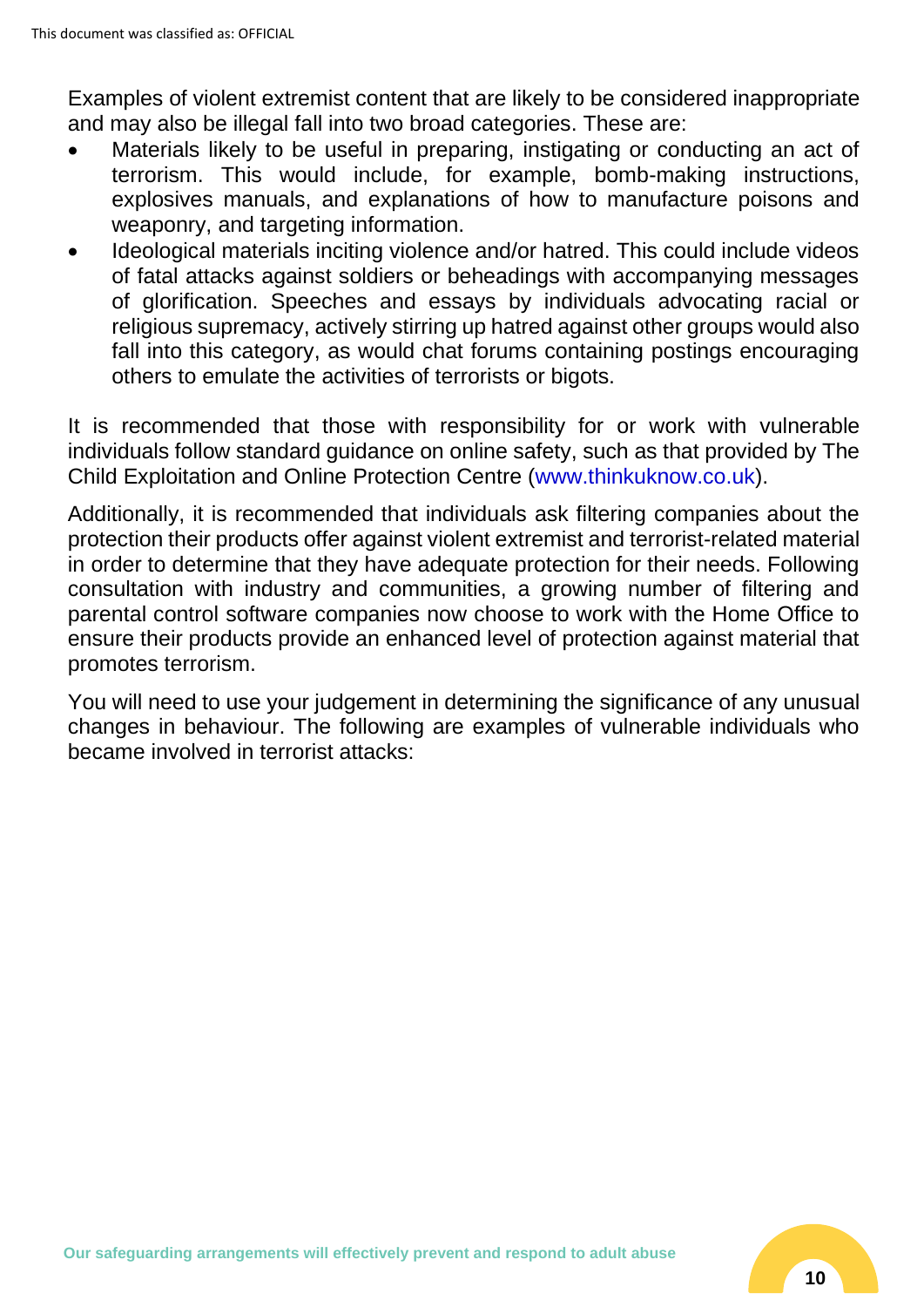Examples of violent extremist content that are likely to be considered inappropriate and may also be illegal fall into two broad categories. These are:

- Materials likely to be useful in preparing, instigating or conducting an act of terrorism. This would include, for example, bomb-making instructions, explosives manuals, and explanations of how to manufacture poisons and weaponry, and targeting information.
- Ideological materials inciting violence and/or hatred. This could include videos of fatal attacks against soldiers or beheadings with accompanying messages of glorification. Speeches and essays by individuals advocating racial or religious supremacy, actively stirring up hatred against other groups would also fall into this category, as would chat forums containing postings encouraging others to emulate the activities of terrorists or bigots.

It is recommended that those with responsibility for or work with vulnerable individuals follow standard guidance on online safety, such as that provided by The Child Exploitation and Online Protection Centre (www.thinkuknow.co.uk).

Additionally, it is recommended that individuals ask filtering companies about the protection their products offer against violent extremist and terrorist-related material in order to determine that they have adequate protection for their needs. Following consultation with industry and communities, a growing number of filtering and parental control software companies now choose to work with the Home Office to ensure their products provide an enhanced level of protection against material that promotes terrorism.

You will need to use your judgement in determining the significance of any unusual changes in behaviour. The following are examples of vulnerable individuals who became involved in terrorist attacks: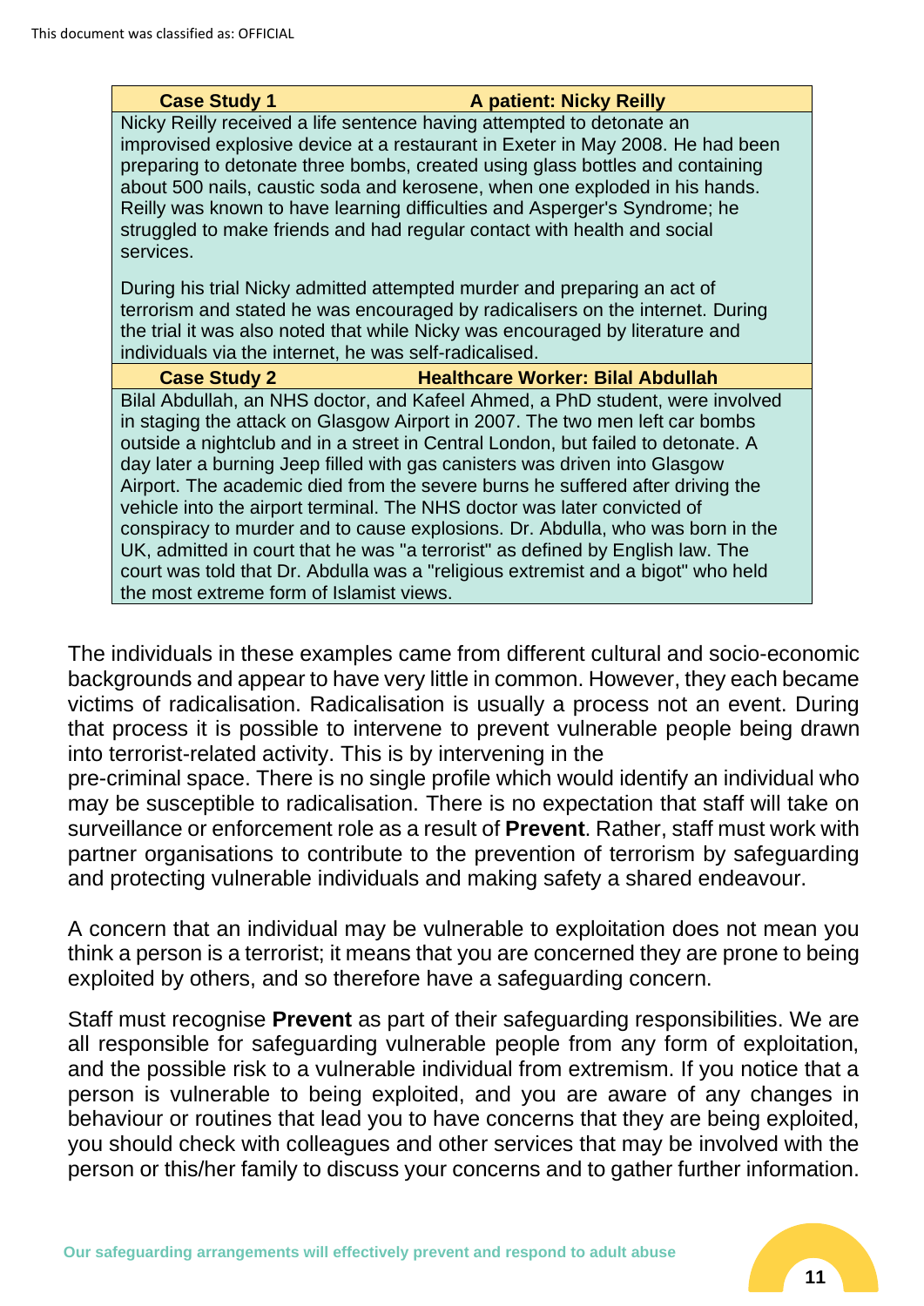| Case Study 1 | A patient: Nicky Reilly |
|---|---|
| Nicky Reilly received a life sentence having attempted to detonate an improvised explosive device at a restaurant in Exeter in May 2008. He had been preparing to detonate three bombs, created using glass bottles and containing about 500 nails, caustic soda and kerosene, when one exploded in his hands. Reilly was known to have learning difficulties and Asperger's Syndrome; he struggled to make friends and had regular contact with health and social services.<br><br>During his trial Nicky admitted attempted murder and preparing an act of terrorism and stated he was encouraged by radicalisers on the internet. During the trial it was also noted that while Nicky was encouraged by literature and individuals via the internet, he was self-radicalised. | |
| **Case Study 2** | **Healthcare Worker: Bilal Abdullah** |
| Bilal Abdullah, an NHS doctor, and Kafeel Ahmed, a PhD student, were involved in staging the attack on Glasgow Airport in 2007. The two men left car bombs outside a nightclub and in a street in Central London, but failed to detonate. A day later a burning Jeep filled with gas canisters was driven into Glasgow Airport. The academic died from the severe burns he suffered after driving the vehicle into the airport terminal. The NHS doctor was later convicted of conspiracy to murder and to cause explosions. Dr. Abdulla, who was born in the UK, admitted in court that he was "a terrorist" as defined by English law. The court was told that Dr. Abdulla was a "religious extremist and a bigot" who held the most extreme form of Islamist views. | |

The individuals in these examples came from different cultural and socio-economic backgrounds and appear to have very little in common. However, they each became victims of radicalisation. Radicalisation is usually a process not an event. During that process it is possible to intervene to prevent vulnerable people being drawn into terrorist-related activity. This is by intervening in the pre-criminal space. There is no single profile which would identify an individual who may be susceptible to radicalisation. There is no expectation that staff will take on surveillance or enforcement role as a result of **Prevent**. Rather, staff must work with partner organisations to contribute to the prevention of terrorism by safeguarding and protecting vulnerable individuals and making safety a shared endeavour.

A concern that an individual may be vulnerable to exploitation does not mean you think a person is a terrorist; it means that you are concerned they are prone to being exploited by others, and so therefore have a safeguarding concern.

Staff must recognise **Prevent** as part of their safeguarding responsibilities. We are all responsible for safeguarding vulnerable people from any form of exploitation, and the possible risk to a vulnerable individual from extremism. If you notice that a person is vulnerable to being exploited, and you are aware of any changes in behaviour or routines that lead you to have concerns that they are being exploited, you should check with colleagues and other services that may be involved with the person or this/her family to discuss your concerns and to gather further information.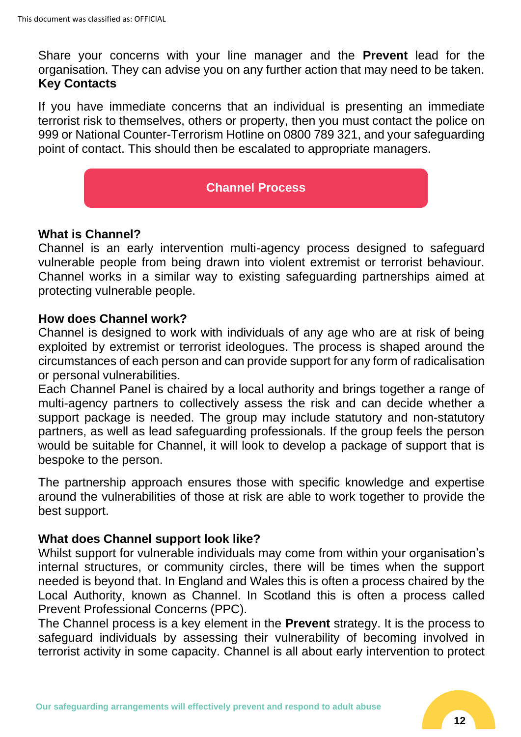Share your concerns with your line manager and the **Prevent** lead for the organisation. They can advise you on any further action that may need to be taken.

**Key Contacts**

If you have immediate concerns that an individual is presenting an immediate terrorist risk to themselves, others or property, then you must contact the police on 999 or National Counter-Terrorism Hotline on 0800 789 321, and your safeguarding point of contact. This should then be escalated to appropriate managers.

## Channel Process

### What is Channel?

Channel is an early intervention multi-agency process designed to safeguard vulnerable people from being drawn into violent extremist or terrorist behaviour. Channel works in a similar way to existing safeguarding partnerships aimed at protecting vulnerable people.

### How does Channel work?

Channel is designed to work with individuals of any age who are at risk of being exploited by extremist or terrorist ideologues. The process is shaped around the circumstances of each person and can provide support for any form of radicalisation or personal vulnerabilities.

Each Channel Panel is chaired by a local authority and brings together a range of multi-agency partners to collectively assess the risk and can decide whether a support package is needed. The group may include statutory and non-statutory partners, as well as lead safeguarding professionals. If the group feels the person would be suitable for Channel, it will look to develop a package of support that is bespoke to the person.

The partnership approach ensures those with specific knowledge and expertise around the vulnerabilities of those at risk are able to work together to provide the best support.

### What does Channel support look like?

Whilst support for vulnerable individuals may come from within your organisation's internal structures, or community circles, there will be times when the support needed is beyond that. In England and Wales this is often a process chaired by the Local Authority, known as Channel. In Scotland this is often a process called Prevent Professional Concerns (PPC).

The Channel process is a key element in the **Prevent** strategy. It is the process to safeguard individuals by assessing their vulnerability of becoming involved in terrorist activity in some capacity. Channel is all about early intervention to protect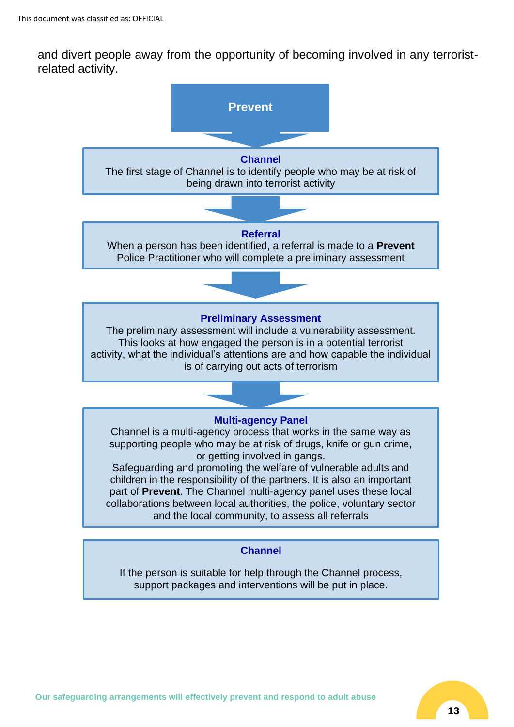and divert people away from the opportunity of becoming involved in any terrorist-related activity.

**Prevent**

**Channel**

The first stage of Channel is to identify people who may be at risk of being drawn into terrorist activity

**Referral**

When a person has been identified, a referral is made to a **Prevent** Police Practitioner who will complete a preliminary assessment

**Preliminary Assessment**

The preliminary assessment will include a vulnerability assessment. This looks at how engaged the person is in a potential terrorist activity, what the individual's attentions are and how capable the individual is of carrying out acts of terrorism

**Multi-agency Panel**

Channel is a multi-agency process that works in the same way as supporting people who may be at risk of drugs, knife or gun crime, or getting involved in gangs.

Safeguarding and promoting the welfare of vulnerable adults and children in the responsibility of the partners. It is also an important part of **Prevent**. The Channel multi-agency panel uses these local collaborations between local authorities, the police, voluntary sector and the local community, to assess all referrals

**Channel**

If the person is suitable for help through the Channel process, support packages and interventions will be put in place.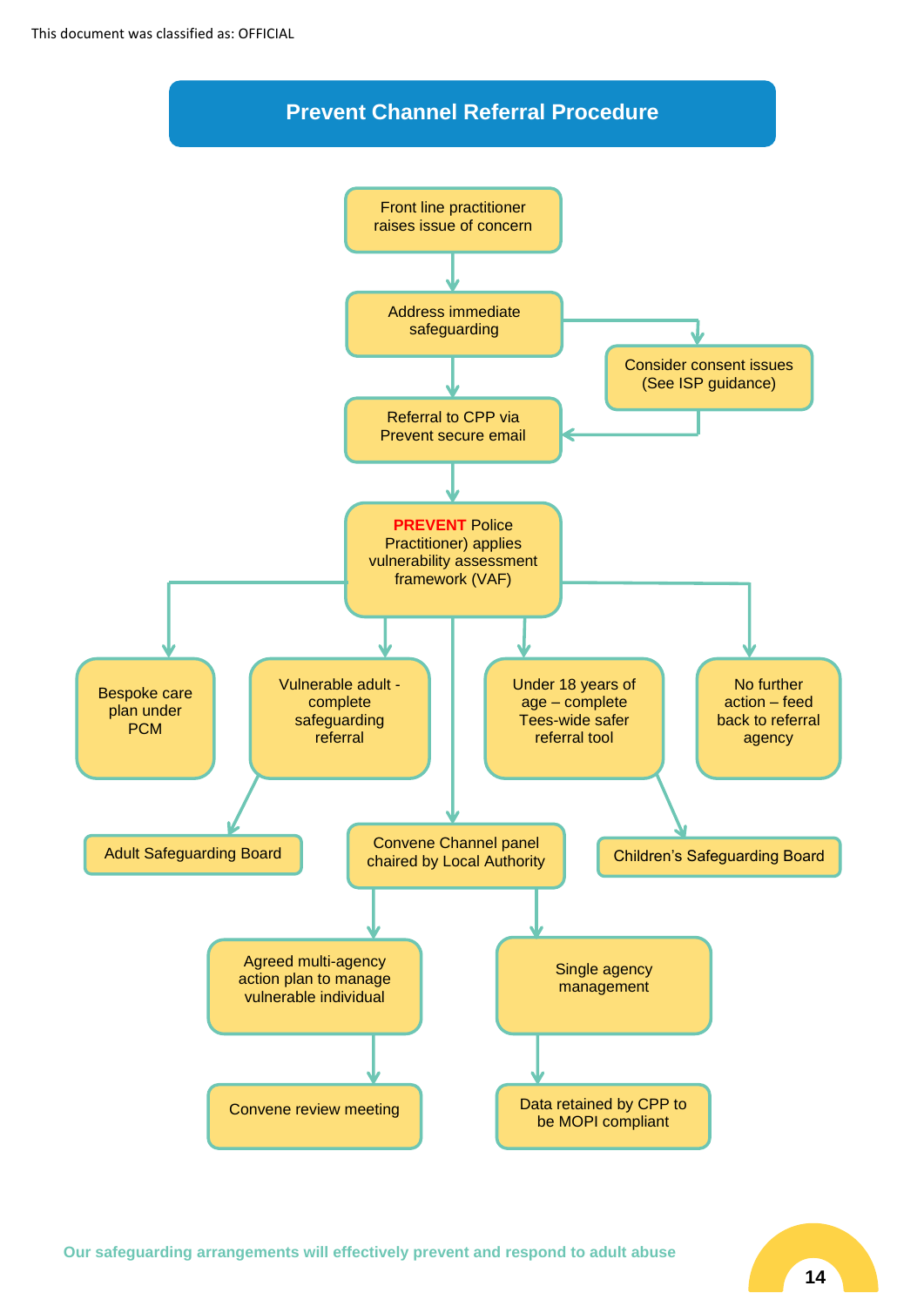This document was classified as: OFFICIAL

# Prevent Channel Referral Procedure

- Front line practitioner raises issue of concern
- Address immediate safeguarding
  - Consider consent issues (See ISP guidance)
- Referral to CPP via Prevent secure email
- **PREVENT** Police Practitioner) applies vulnerability assessment framework (VAF)
  - Bespoke care plan under PCM
  - Vulnerable adult - complete safeguarding referral
    - Adult Safeguarding Board
  - Convene Channel panel chaired by Local Authority
    - Agreed multi-agency action plan to manage vulnerable individual
      - Convene review meeting
    - Single agency management
      - Data retained by CPP to be MOPI compliant
  - Under 18 years of age – complete Tees-wide safer referral tool
    - Children's Safeguarding Board
  - No further action – feed back to referral agency

Our safeguarding arrangements will effectively prevent and respond to adult abuse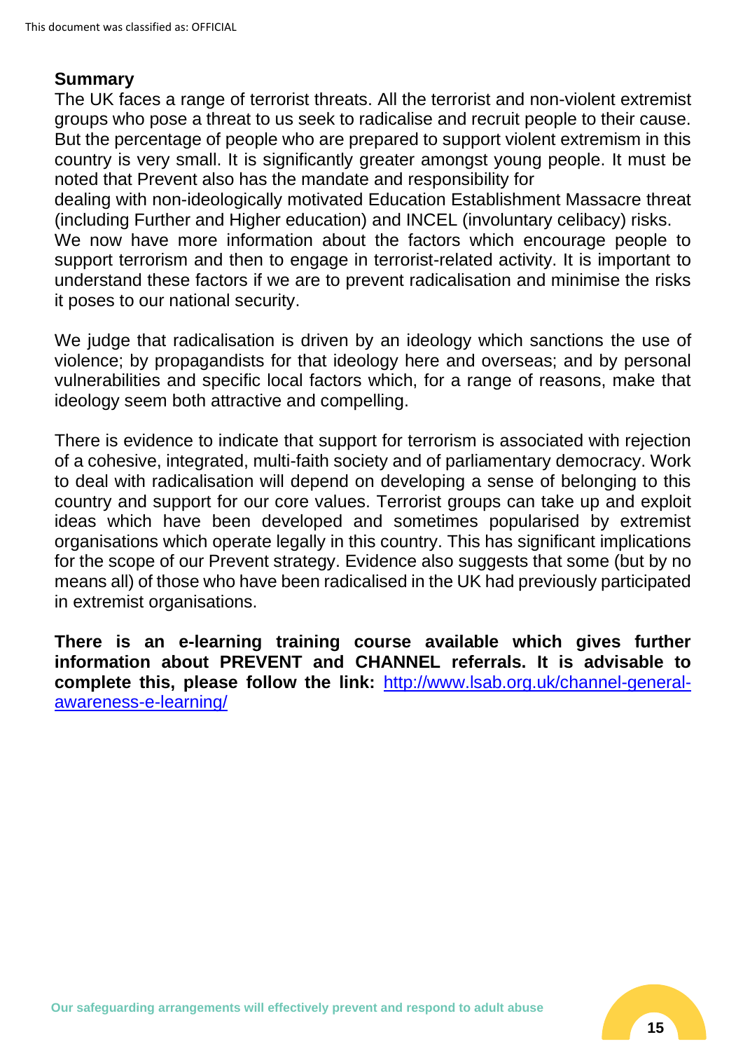## Summary

The UK faces a range of terrorist threats. All the terrorist and non-violent extremist groups who pose a threat to us seek to radicalise and recruit people to their cause. But the percentage of people who are prepared to support violent extremism in this country is very small. It is significantly greater amongst young people. It must be noted that Prevent also has the mandate and responsibility for dealing with non-ideologically motivated Education Establishment Massacre threat (including Further and Higher education) and INCEL (involuntary celibacy) risks.

We now have more information about the factors which encourage people to support terrorism and then to engage in terrorist-related activity. It is important to understand these factors if we are to prevent radicalisation and minimise the risks it poses to our national security.

We judge that radicalisation is driven by an ideology which sanctions the use of violence; by propagandists for that ideology here and overseas; and by personal vulnerabilities and specific local factors which, for a range of reasons, make that ideology seem both attractive and compelling.

There is evidence to indicate that support for terrorism is associated with rejection of a cohesive, integrated, multi-faith society and of parliamentary democracy. Work to deal with radicalisation will depend on developing a sense of belonging to this country and support for our core values. Terrorist groups can take up and exploit ideas which have been developed and sometimes popularised by extremist organisations which operate legally in this country. This has significant implications for the scope of our Prevent strategy. Evidence also suggests that some (but by no means all) of those who have been radicalised in the UK had previously participated in extremist organisations.

**There is an e-learning training course available which gives further information about PREVENT and CHANNEL referrals. It is advisable to complete this, please follow the link:** [http://www.lsab.org.uk/channel-general-awareness-e-learning/](http://www.lsab.org.uk/channel-general-awareness-e-learning/)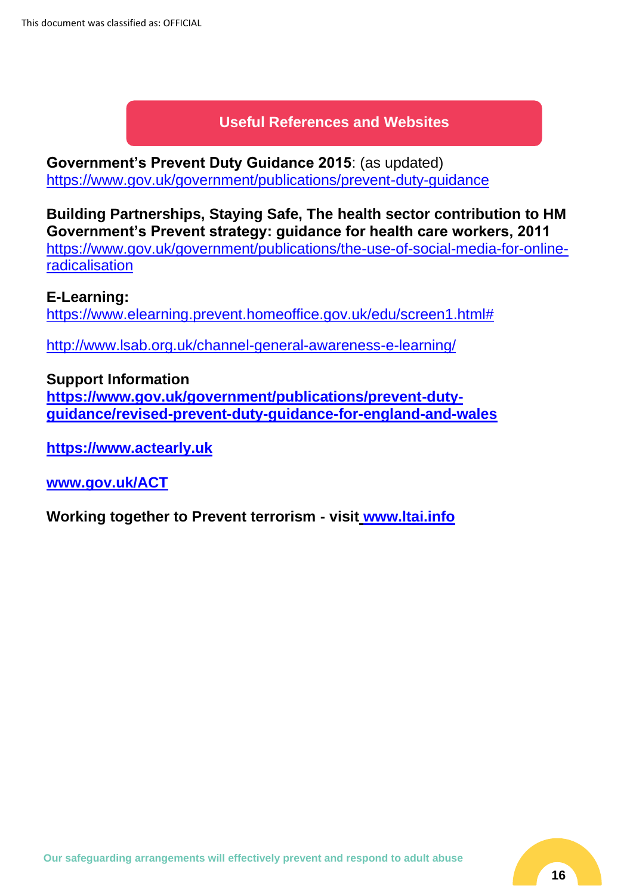## Useful References and Websites

**Government's Prevent Duty Guidance 2015**: (as updated)
https://www.gov.uk/government/publications/prevent-duty-guidance

**Building Partnerships, Staying Safe, The health sector contribution to HM Government's Prevent strategy: guidance for health care workers, 2011**
https://www.gov.uk/government/publications/the-use-of-social-media-for-online-radicalisation

**E-Learning:**
https://www.elearning.prevent.homeoffice.gov.uk/edu/screen1.html#

http://www.lsab.org.uk/channel-general-awareness-e-learning/

**Support Information**
**https://www.gov.uk/government/publications/prevent-duty-guidance/revised-prevent-duty-guidance-for-england-and-wales**

**https://www.actearly.uk**

**www.gov.uk/ACT**

**Working together to Prevent terrorism - visit www.ltai.info**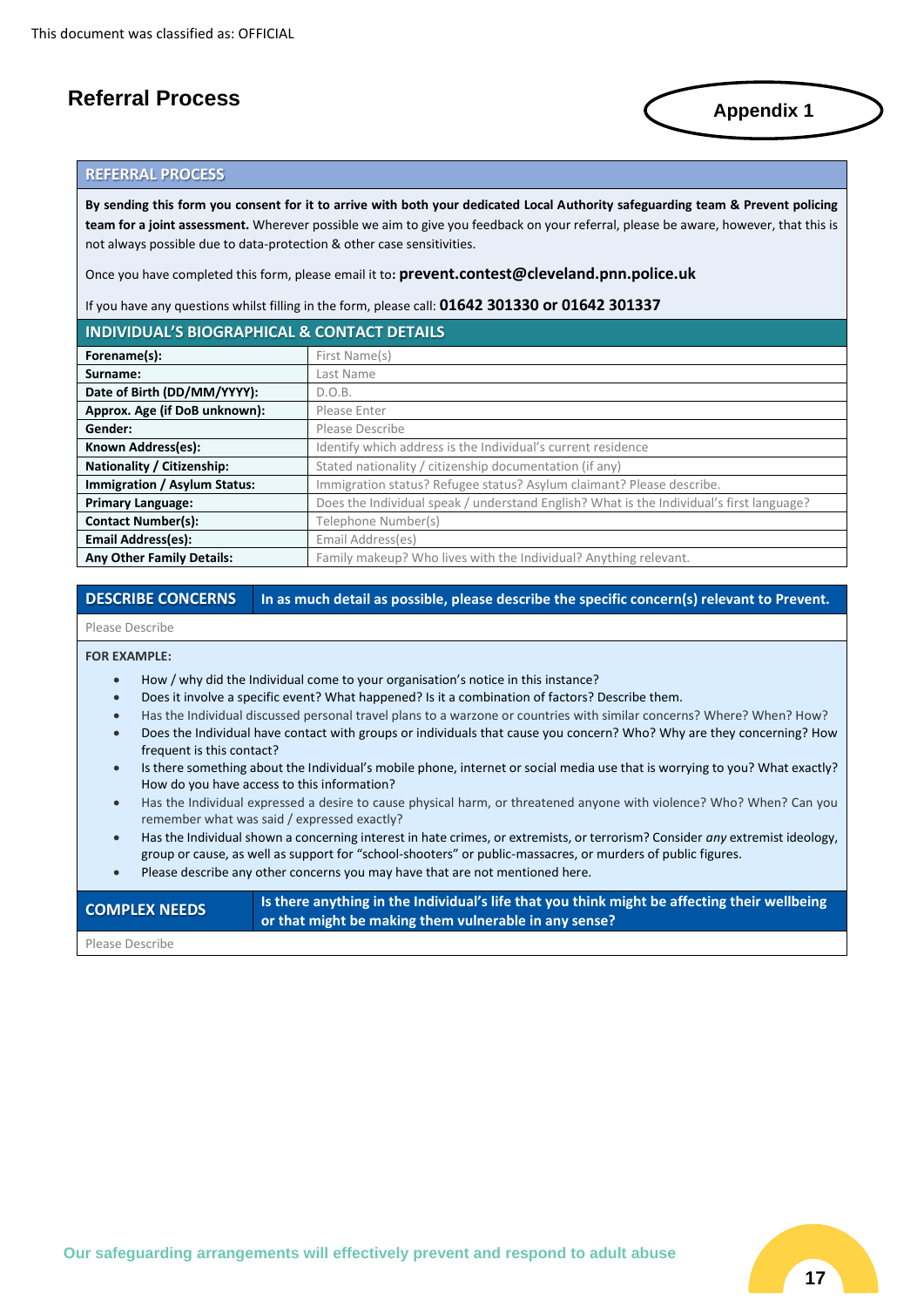This document was classified as: OFFICIAL

## Referral Process

**Appendix 1**

### REFERRAL PROCESS

**By sending this form you consent for it to arrive with both your dedicated Local Authority safeguarding team & Prevent policing team for a joint assessment.** Wherever possible we aim to give you feedback on your referral, please be aware, however, that this is not always possible due to data-protection & other case sensitivities.

Once you have completed this form, please email it to: **prevent.contest@cleveland.pnn.police.uk**

If you have any questions whilst filling in the form, please call: **01642 301330 or 01642 301337**

### INDIVIDUAL'S BIOGRAPHICAL & CONTACT DETAILS

| | |
|---|---|
| **Forename(s):** | First Name(s) |
| **Surname:** | Last Name |
| **Date of Birth (DD/MM/YYYY):** | D.O.B. |
| **Approx. Age (if DoB unknown):** | Please Enter |
| **Gender:** | Please Describe |
| **Known Address(es):** | Identify which address is the Individual's current residence |
| **Nationality / Citizenship:** | Stated nationality / citizenship documentation (if any) |
| **Immigration / Asylum Status:** | Immigration status? Refugee status? Asylum claimant? Please describe. |
| **Primary Language:** | Does the Individual speak / understand English? What is the Individual's first language? |
| **Contact Number(s):** | Telephone Number(s) |
| **Email Address(es):** | Email Address(es) |
| **Any Other Family Details:** | Family makeup? Who lives with the Individual? Anything relevant. |

### DESCRIBE CONCERNS

**In as much detail as possible, please describe the specific concern(s) relevant to Prevent.**

Please Describe

**FOR EXAMPLE:**

- How / why did the Individual come to your organisation's notice in this instance?
- Does it involve a specific event? What happened? Is it a combination of factors? Describe them.
- Has the Individual discussed personal travel plans to a warzone or countries with similar concerns? Where? When? How?
- Does the Individual have contact with groups or individuals that cause you concern? Who? Why are they concerning? How frequent is this contact?
- Is there something about the Individual's mobile phone, internet or social media use that is worrying to you? What exactly? How do you have access to this information?
- Has the Individual expressed a desire to cause physical harm, or threatened anyone with violence? Who? When? Can you remember what was said / expressed exactly?
- Has the Individual shown a concerning interest in hate crimes, or extremists, or terrorism? Consider *any* extremist ideology, group or cause, as well as support for "school-shooters" or public-massacres, or murders of public figures.
- Please describe any other concerns you may have that are not mentioned here.

### COMPLEX NEEDS

**Is there anything in the Individual's life that you think might be affecting their wellbeing or that might be making them vulnerable in any sense?**

Please Describe

Our safeguarding arrangements will effectively prevent and respond to adult abuse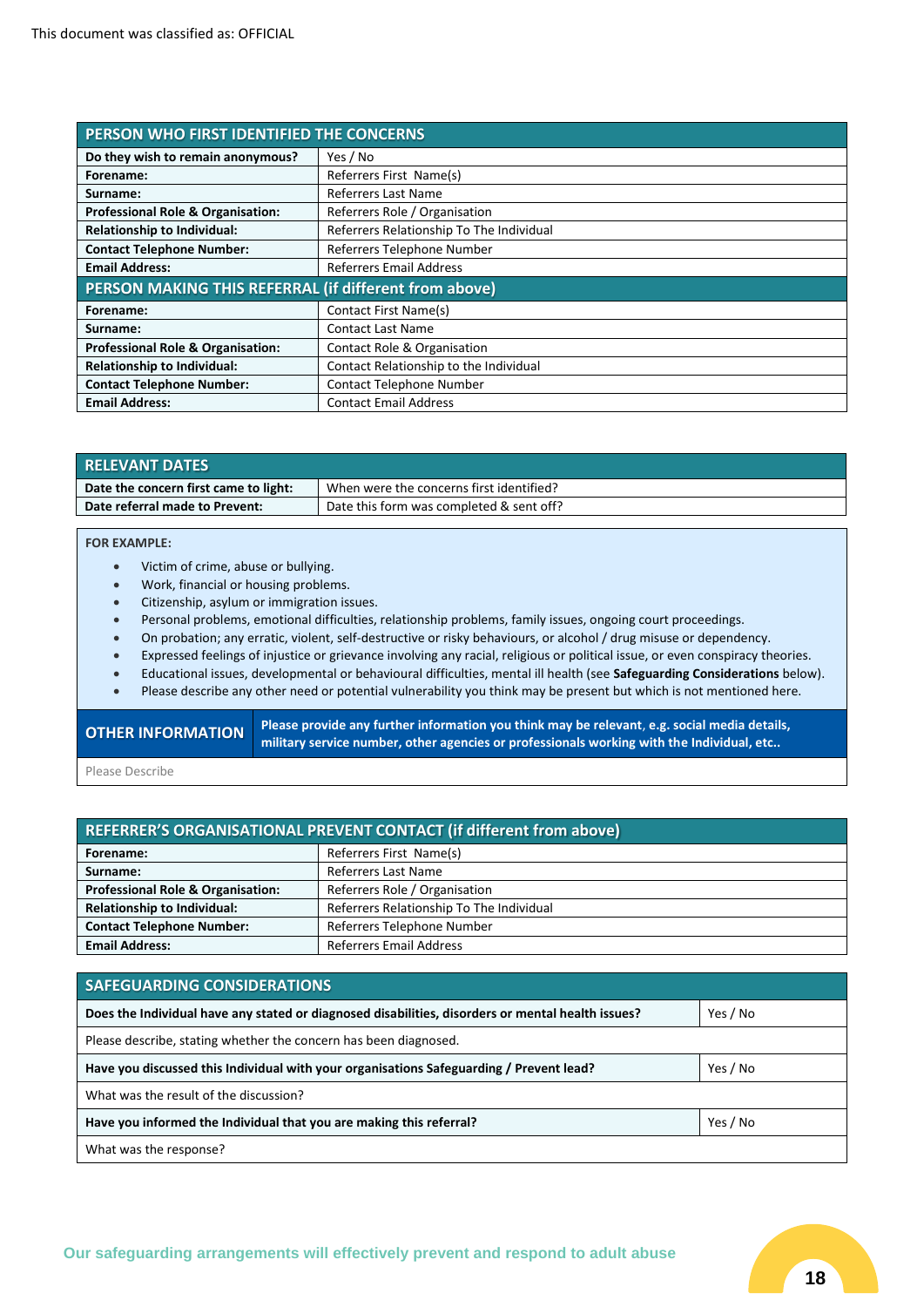This document was classified as: OFFICIAL

| PERSON WHO FIRST IDENTIFIED THE CONCERNS | |
|---|---|
| **Do they wish to remain anonymous?** | Yes / No |
| **Forename:** | Referrers First Name(s) |
| **Surname:** | Referrers Last Name |
| **Professional Role & Organisation:** | Referrers Role / Organisation |
| **Relationship to Individual:** | Referrers Relationship To The Individual |
| **Contact Telephone Number:** | Referrers Telephone Number |
| **Email Address:** | Referrers Email Address |
| **PERSON MAKING THIS REFERRAL (if different from above)** | |
| **Forename:** | Contact First Name(s) |
| **Surname:** | Contact Last Name |
| **Professional Role & Organisation:** | Contact Role & Organisation |
| **Relationship to Individual:** | Contact Relationship to the Individual |
| **Contact Telephone Number:** | Contact Telephone Number |
| **Email Address:** | Contact Email Address |

| RELEVANT DATES | |
|---|---|
| **Date the concern first came to light:** | When were the concerns first identified? |
| **Date referral made to Prevent:** | Date this form was completed & sent off? |

**FOR EXAMPLE:**

- Victim of crime, abuse or bullying.
- Work, financial or housing problems.
- Citizenship, asylum or immigration issues.
- Personal problems, emotional difficulties, relationship problems, family issues, ongoing court proceedings.
- On probation; any erratic, violent, self-destructive or risky behaviours, or alcohol / drug misuse or dependency.
- Expressed feelings of injustice or grievance involving any racial, religious or political issue, or even conspiracy theories.
- Educational issues, developmental or behavioural difficulties, mental ill health (see **Safeguarding Considerations** below).
- Please describe any other need or potential vulnerability you think may be present but which is not mentioned here.

| OTHER INFORMATION | Please provide any further information you think may be relevant, e.g. social media details, military service number, other agencies or professionals working with the Individual, etc.. |
|---|---|
| Please Describe | |

| REFERRER'S ORGANISATIONAL PREVENT CONTACT (if different from above) | |
|---|---|
| **Forename:** | Referrers First Name(s) |
| **Surname:** | Referrers Last Name |
| **Professional Role & Organisation:** | Referrers Role / Organisation |
| **Relationship to Individual:** | Referrers Relationship To The Individual |
| **Contact Telephone Number:** | Referrers Telephone Number |
| **Email Address:** | Referrers Email Address |

| SAFEGUARDING CONSIDERATIONS | |
|---|---|
| **Does the Individual have any stated or diagnosed disabilities, disorders or mental health issues?** | Yes / No |
| Please describe, stating whether the concern has been diagnosed. | |
| **Have you discussed this Individual with your organisations Safeguarding / Prevent lead?** | Yes / No |
| What was the result of the discussion? | |
| **Have you informed the Individual that you are making this referral?** | Yes / No |
| What was the response? | |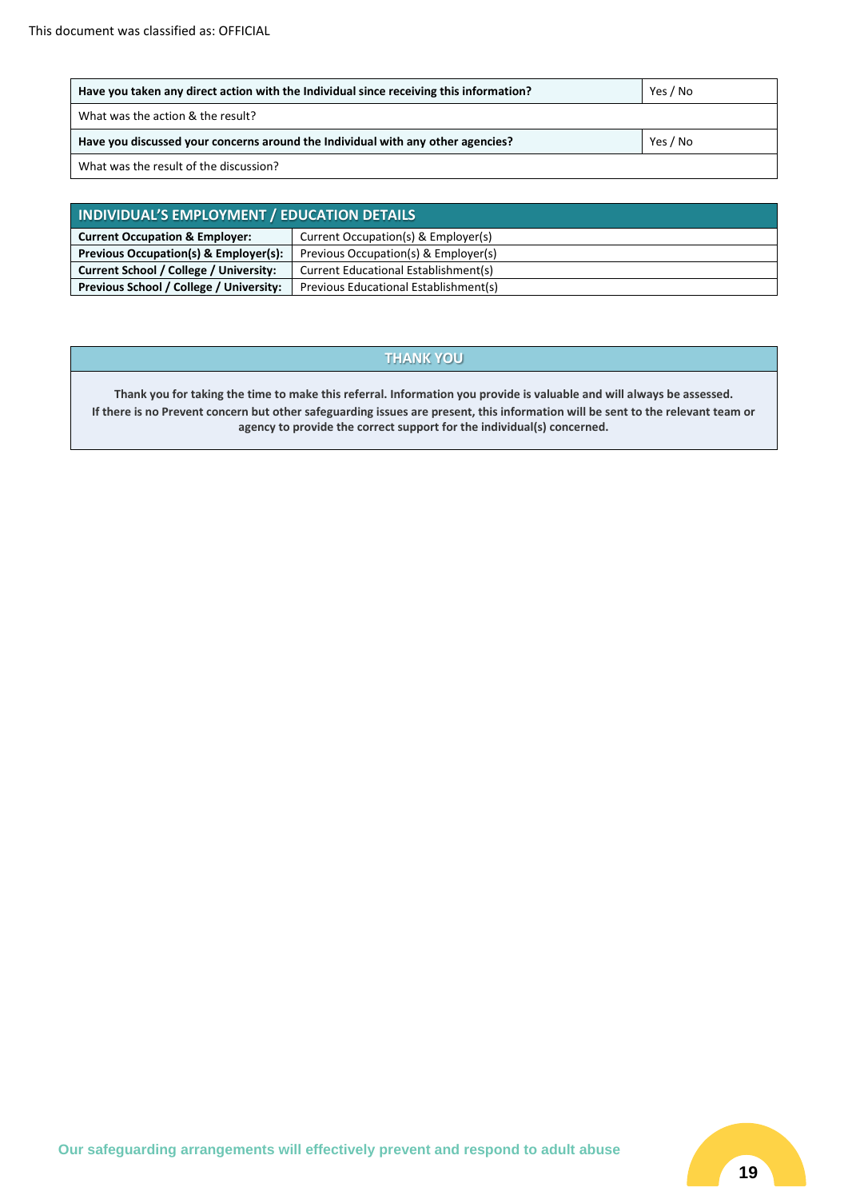| Have you taken any direct action with the Individual since receiving this information? | Yes / No |
|---|---|
| What was the action & the result? | |
| **Have you discussed your concerns around the Individual with any other agencies?** | Yes / No |
| What was the result of the discussion? | |

| INDIVIDUAL'S EMPLOYMENT / EDUCATION DETAILS | |
|---|---|
| **Current Occupation & Employer:** | Current Occupation(s) & Employer(s) |
| **Previous Occupation(s) & Employer(s):** | Previous Occupation(s) & Employer(s) |
| **Current School / College / University:** | Current Educational Establishment(s) |
| **Previous School / College / University:** | Previous Educational Establishment(s) |

| THANK YOU |
|---|
| **Thank you for taking the time to make this referral. Information you provide is valuable and will always be assessed. If there is no Prevent concern but other safeguarding issues are present, this information will be sent to the relevant team or agency to provide the correct support for the individual(s) concerned.** |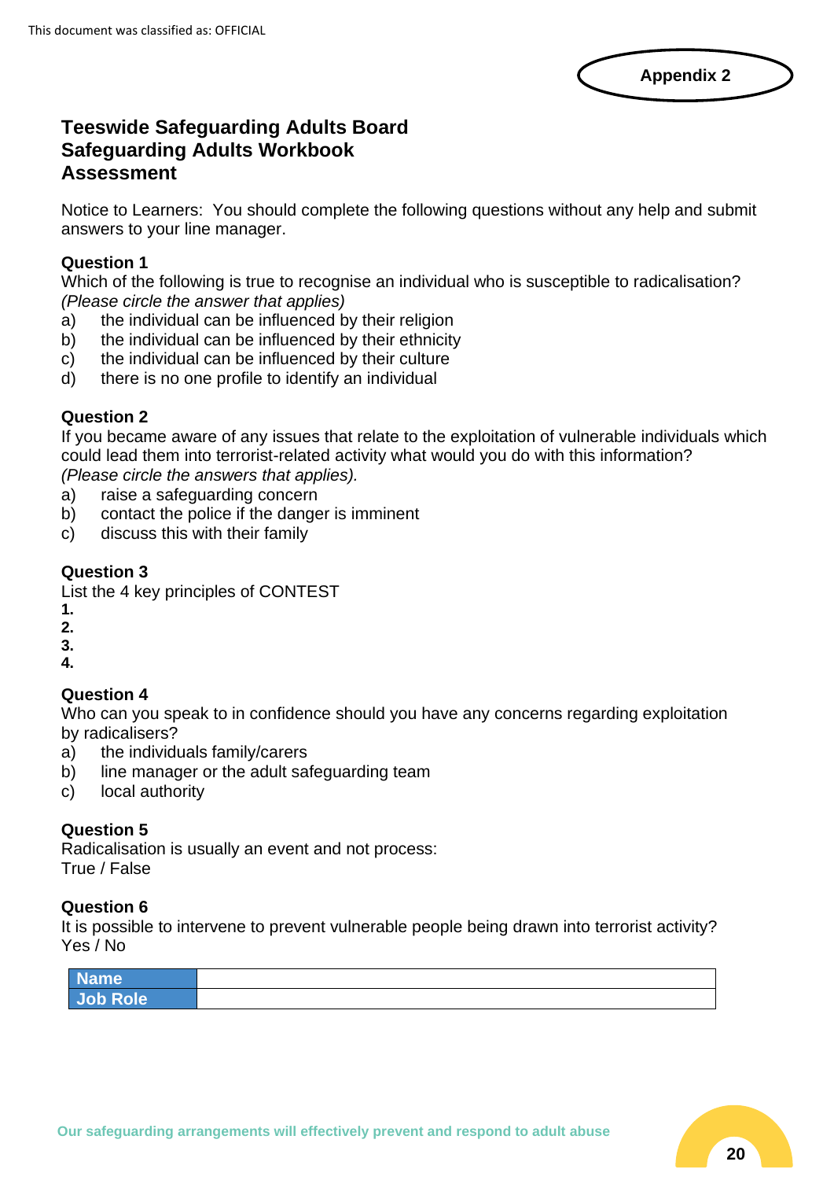Appendix 2

## Teeswide Safeguarding Adults Board
## Safeguarding Adults Workbook
## Assessment

Notice to Learners: You should complete the following questions without any help and submit answers to your line manager.

**Question 1**
Which of the following is true to recognise an individual who is susceptible to radicalisation?
*(Please circle the answer that applies)*

a) the individual can be influenced by their religion
b) the individual can be influenced by their ethnicity
c) the individual can be influenced by their culture
d) there is no one profile to identify an individual

**Question 2**
If you became aware of any issues that relate to the exploitation of vulnerable individuals which could lead them into terrorist-related activity what would you do with this information?
*(Please circle the answers that applies).*

a) raise a safeguarding concern
b) contact the police if the danger is imminent
c) discuss this with their family

**Question 3**
List the 4 key principles of CONTEST

**1.**
**2.**
**3.**
**4.**

**Question 4**
Who can you speak to in confidence should you have any concerns regarding exploitation by radicalisers?

a) the individuals family/carers
b) line manager or the adult safeguarding team
c) local authority

**Question 5**
Radicalisation is usually an event and not process:
True / False

**Question 6**
It is possible to intervene to prevent vulnerable people being drawn into terrorist activity?
Yes / No

| Name | |
|---|---|
| Job Role | |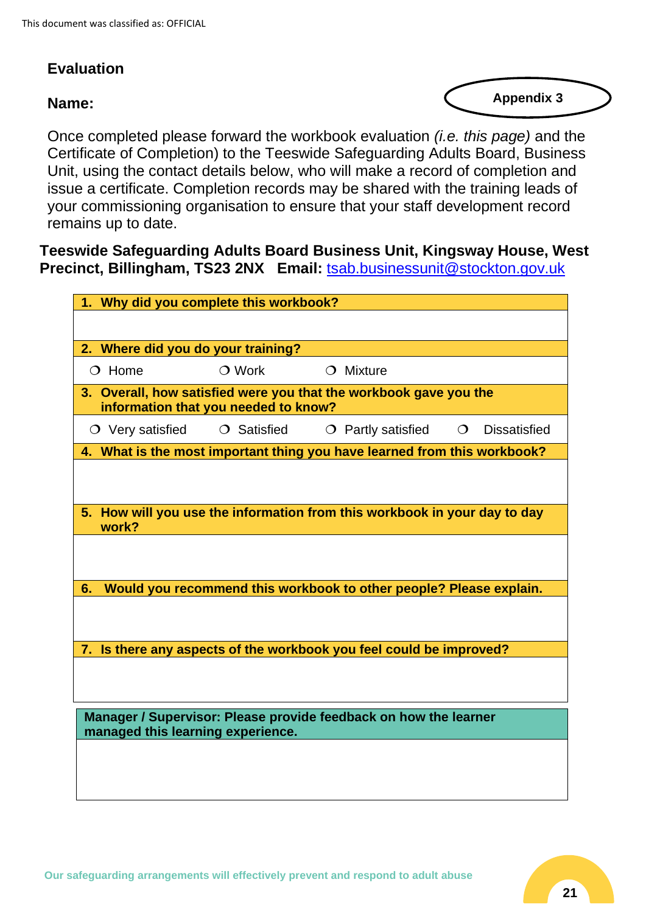## Evaluation

**Appendix 3**

**Name:**

Once completed please forward the workbook evaluation *(i.e. this page)* and the Certificate of Completion) to the Teeswide Safeguarding Adults Board, Business Unit, using the contact details below, who will make a record of completion and issue a certificate. Completion records may be shared with the training leads of your commissioning organisation to ensure that your staff development record remains up to date.

**Teeswide Safeguarding Adults Board Business Unit, Kingsway House, West Precinct, Billingham, TS23 2NX Email:** tsab.businessunit@stockton.gov.uk

| **1. Why did you complete this workbook?** | | | |
|---|---|---|---|
| | | | |
| **2. Where did you do your training?** | | | |
| ❍ Home | ❍ Work | ❍ Mixture | |
| **3. Overall, how satisfied were you that the workbook gave you the information that you needed to know?** | | | |
| ❍ Very satisfied | ❍ Satisfied | ❍ Partly satisfied | ❍ Dissatisfied |
| **4. What is the most important thing you have learned from this workbook?** | | | |
| | | | |
| **5. How will you use the information from this workbook in your day to day work?** | | | |
| | | | |
| **6. Would you recommend this workbook to other people? Please explain.** | | | |
| | | | |
| **7. Is there any aspects of the workbook you feel could be improved?** | | | |
| | | | |

| **Manager / Supervisor: Please provide feedback on how the learner managed this learning experience.** |
|---|
| |

Our safeguarding arrangements will effectively prevent and respond to adult abuse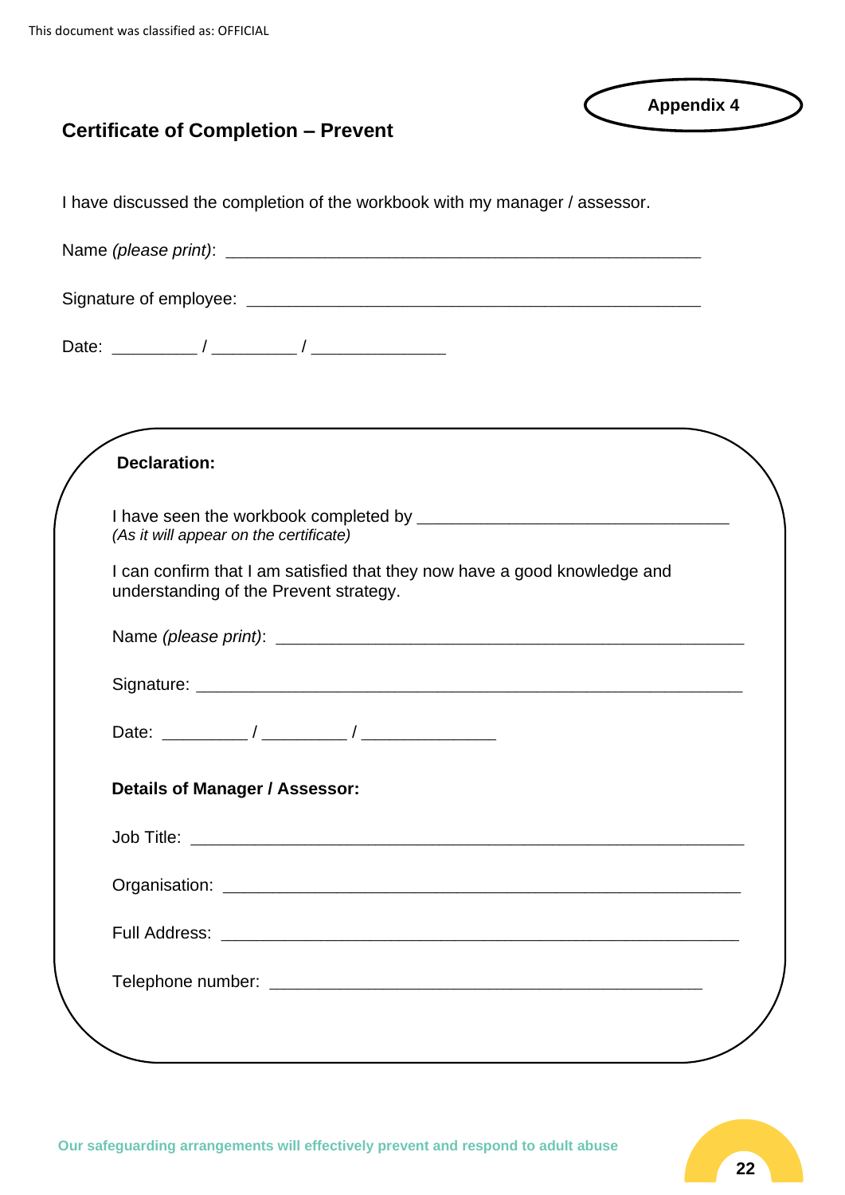**Appendix 4**

## Certificate of Completion – Prevent

I have discussed the completion of the workbook with my manager / assessor.

Name *(please print)*: ___________________________________________________

Signature of employee: ________________________________________________

Date: _________ / _________ / ______________

**Declaration:**

I have seen the workbook completed by _________________________________
*(As it will appear on the certificate)*

I can confirm that I am satisfied that they now have a good knowledge and understanding of the Prevent strategy.

Name *(please print)*: ___________________________________________________

Signature: _____________________________________________________________

Date: _________ / _________ / ______________

**Details of Manager / Assessor:**

Job Title: ______________________________________________________________

Organisation: ___________________________________________________________

Full Address: ___________________________________________________________

Telephone number: ______________________________________________

Our safeguarding arrangements will effectively prevent and respond to adult abuse